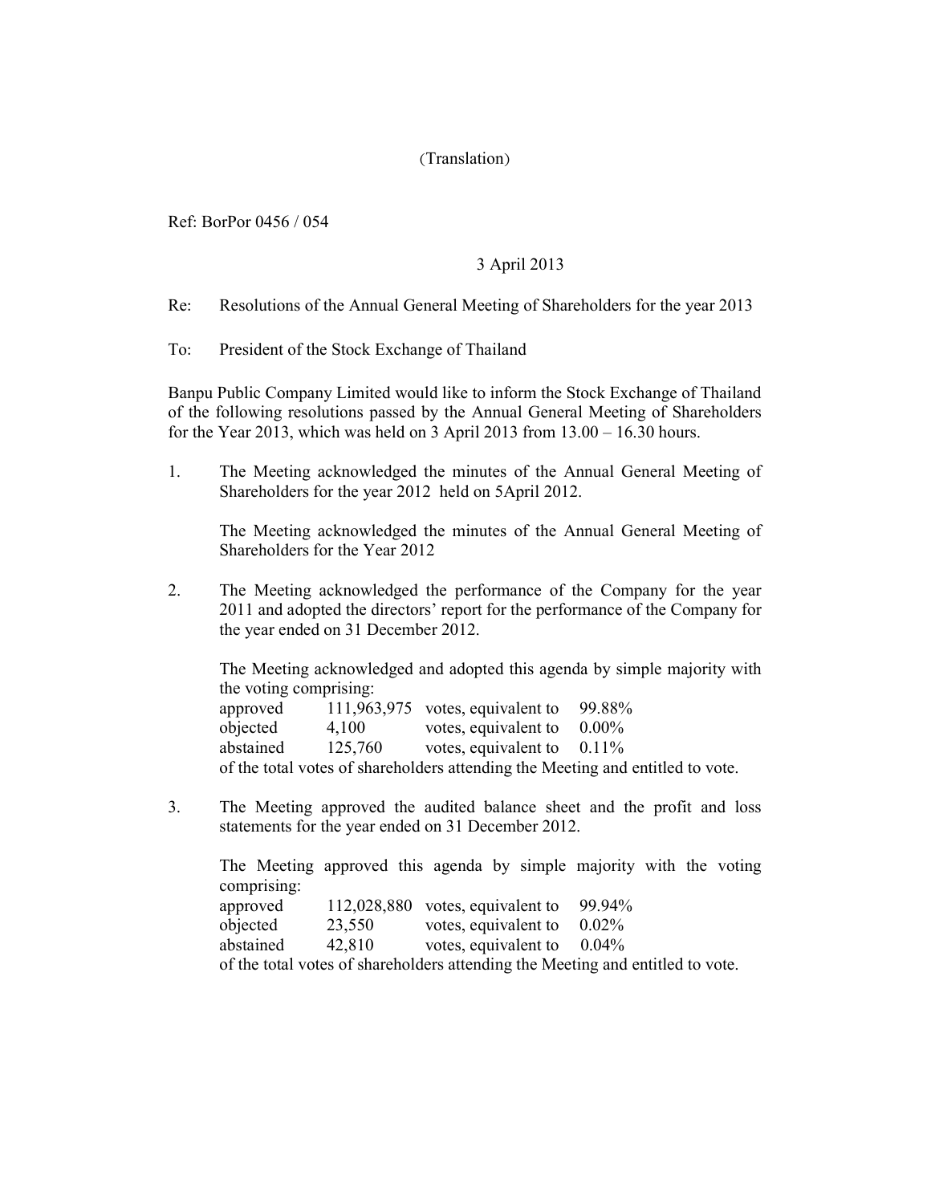(Translation)

Ref: BorPor 0456 / 054

3 April 2013

Re: Resolutions of the Annual General Meeting of Shareholders for the year 2013

To: President of the Stock Exchange of Thailand

Banpu Public Company Limited would like to inform the Stock Exchange of Thailand of the following resolutions passed by the Annual General Meeting of Shareholders for the Year 2013, which was held on 3 April 2013 from 13.00 – 16.30 hours.

1. The Meeting acknowledged the minutes of the Annual General Meeting of Shareholders for the year 2012 held on 5April 2012.

   The Meeting acknowledged the minutes of the Annual General Meeting of Shareholders for the Year 2012

2. The Meeting acknowledged the performance of the Company for the year 2011 and adopted the directors' report for the performance of the Company for the year ended on 31 December 2012.

   The Meeting acknowledged and adopted this agenda by simple majority with the voting comprising:

   | | | | |
   |---|---|---|---|
   | approved | 111,963,975 | votes, equivalent to | 99.88% |
   | objected | 4,100 | votes, equivalent to | 0.00% |
   | abstained | 125,760 | votes, equivalent to | 0.11% |

   of the total votes of shareholders attending the Meeting and entitled to vote.

3. The Meeting approved the audited balance sheet and the profit and loss statements for the year ended on 31 December 2012.

   The Meeting approved this agenda by simple majority with the voting comprising:

   | | | | |
   |---|---|---|---|
   | approved | 112,028,880 | votes, equivalent to | 99.94% |
   | objected | 23,550 | votes, equivalent to | 0.02% |
   | abstained | 42,810 | votes, equivalent to | 0.04% |

   of the total votes of shareholders attending the Meeting and entitled to vote.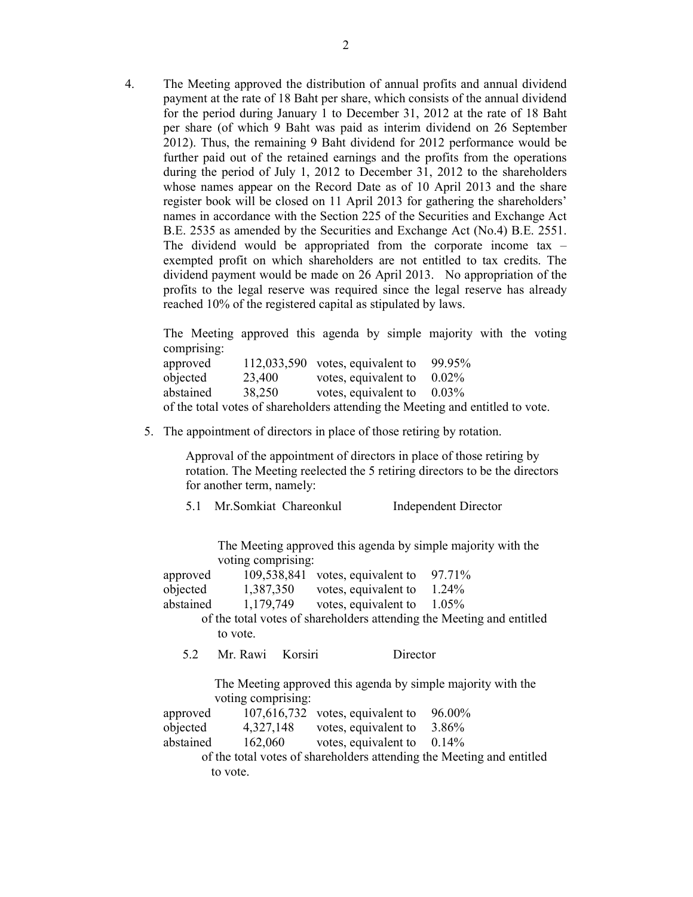4. The Meeting approved the distribution of annual profits and annual dividend payment at the rate of 18 Baht per share, which consists of the annual dividend for the period during January 1 to December 31, 2012 at the rate of 18 Baht per share (of which 9 Baht was paid as interim dividend on 26 September 2012). Thus, the remaining 9 Baht dividend for 2012 performance would be further paid out of the retained earnings and the profits from the operations during the period of July 1, 2012 to December 31, 2012 to the shareholders whose names appear on the Record Date as of 10 April 2013 and the share register book will be closed on 11 April 2013 for gathering the shareholders' names in accordance with the Section 225 of the Securities and Exchange Act B.E. 2535 as amended by the Securities and Exchange Act (No.4) B.E. 2551. The dividend would be appropriated from the corporate income tax – exempted profit on which shareholders are not entitled to tax credits. The dividend payment would be made on 26 April 2013. No appropriation of the profits to the legal reserve was required since the legal reserve has already reached 10% of the registered capital as stipulated by laws.

   The Meeting approved this agenda by simple majority with the voting comprising:

   | | | | |
   |---|---|---|---|
   | approved | 112,033,590 | votes, equivalent to | 99.95% |
   | objected | 23,400 | votes, equivalent to | 0.02% |
   | abstained | 38,250 | votes, equivalent to | 0.03% |

   of the total votes of shareholders attending the Meeting and entitled to vote.

5. The appointment of directors in place of those retiring by rotation.

   Approval of the appointment of directors in place of those retiring by rotation. The Meeting reelected the 5 retiring directors to be the directors for another term, namely:

   5.1 Mr.Somkiat Chareonkul — Independent Director

   The Meeting approved this agenda by simple majority with the voting comprising:

   | | | | |
   |---|---|---|---|
   | approved | 109,538,841 | votes, equivalent to | 97.71% |
   | objected | 1,387,350 | votes, equivalent to | 1.24% |
   | abstained | 1,179,749 | votes, equivalent to | 1.05% |

   of the total votes of shareholders attending the Meeting and entitled to vote.

   5.2 Mr. Rawi Korsiri — Director

   The Meeting approved this agenda by simple majority with the voting comprising:

   | | | | |
   |---|---|---|---|
   | approved | 107,616,732 | votes, equivalent to | 96.00% |
   | objected | 4,327,148 | votes, equivalent to | 3.86% |
   | abstained | 162,060 | votes, equivalent to | 0.14% |

   of the total votes of shareholders attending the Meeting and entitled to vote.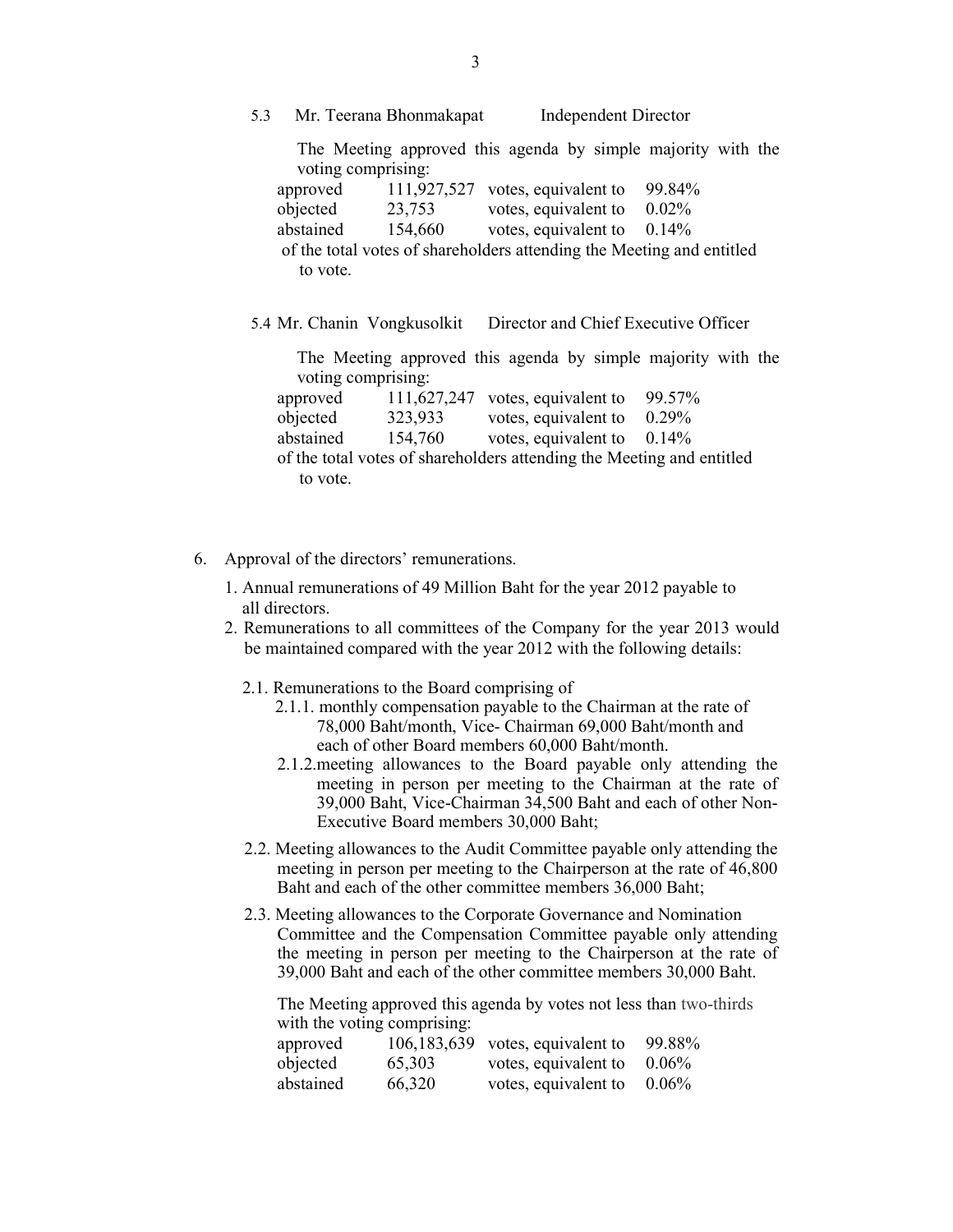5.3 Mr. Teerana Bhonmakapat Independent Director

The Meeting approved this agenda by simple majority with the voting comprising:

| | | | |
|---|---|---|---|
| approved | 111,927,527 | votes, equivalent to | 99.84% |
| objected | 23,753 | votes, equivalent to | 0.02% |
| abstained | 154,660 | votes, equivalent to | 0.14% |

of the total votes of shareholders attending the Meeting and entitled to vote.

5.4 Mr. Chanin Vongkusolkit Director and Chief Executive Officer

The Meeting approved this agenda by simple majority with the voting comprising:

| | | | |
|---|---|---|---|
| approved | 111,627,247 | votes, equivalent to | 99.57% |
| objected | 323,933 | votes, equivalent to | 0.29% |
| abstained | 154,760 | votes, equivalent to | 0.14% |

of the total votes of shareholders attending the Meeting and entitled to vote.

6. Approval of the directors' remunerations.

1. Annual remunerations of 49 Million Baht for the year 2012 payable to all directors.
2. Remunerations to all committees of the Company for the year 2013 would be maintained compared with the year 2012 with the following details:

   2.1. Remunerations to the Board comprising of

   2.1.1. monthly compensation payable to the Chairman at the rate of 78,000 Baht/month, Vice- Chairman 69,000 Baht/month and each of other Board members 60,000 Baht/month.

   2.1.2. meeting allowances to the Board payable only attending the meeting in person per meeting to the Chairman at the rate of 39,000 Baht, Vice-Chairman 34,500 Baht and each of other Non-Executive Board members 30,000 Baht;

   2.2. Meeting allowances to the Audit Committee payable only attending the meeting in person per meeting to the Chairperson at the rate of 46,800 Baht and each of the other committee members 36,000 Baht;

   2.3. Meeting allowances to the Corporate Governance and Nomination Committee and the Compensation Committee payable only attending the meeting in person per meeting to the Chairperson at the rate of 39,000 Baht and each of the other committee members 30,000 Baht.

The Meeting approved this agenda by votes not less than two-thirds with the voting comprising:

| | | | |
|---|---|---|---|
| approved | 106,183,639 | votes, equivalent to | 99.88% |
| objected | 65,303 | votes, equivalent to | 0.06% |
| abstained | 66,320 | votes, equivalent to | 0.06% |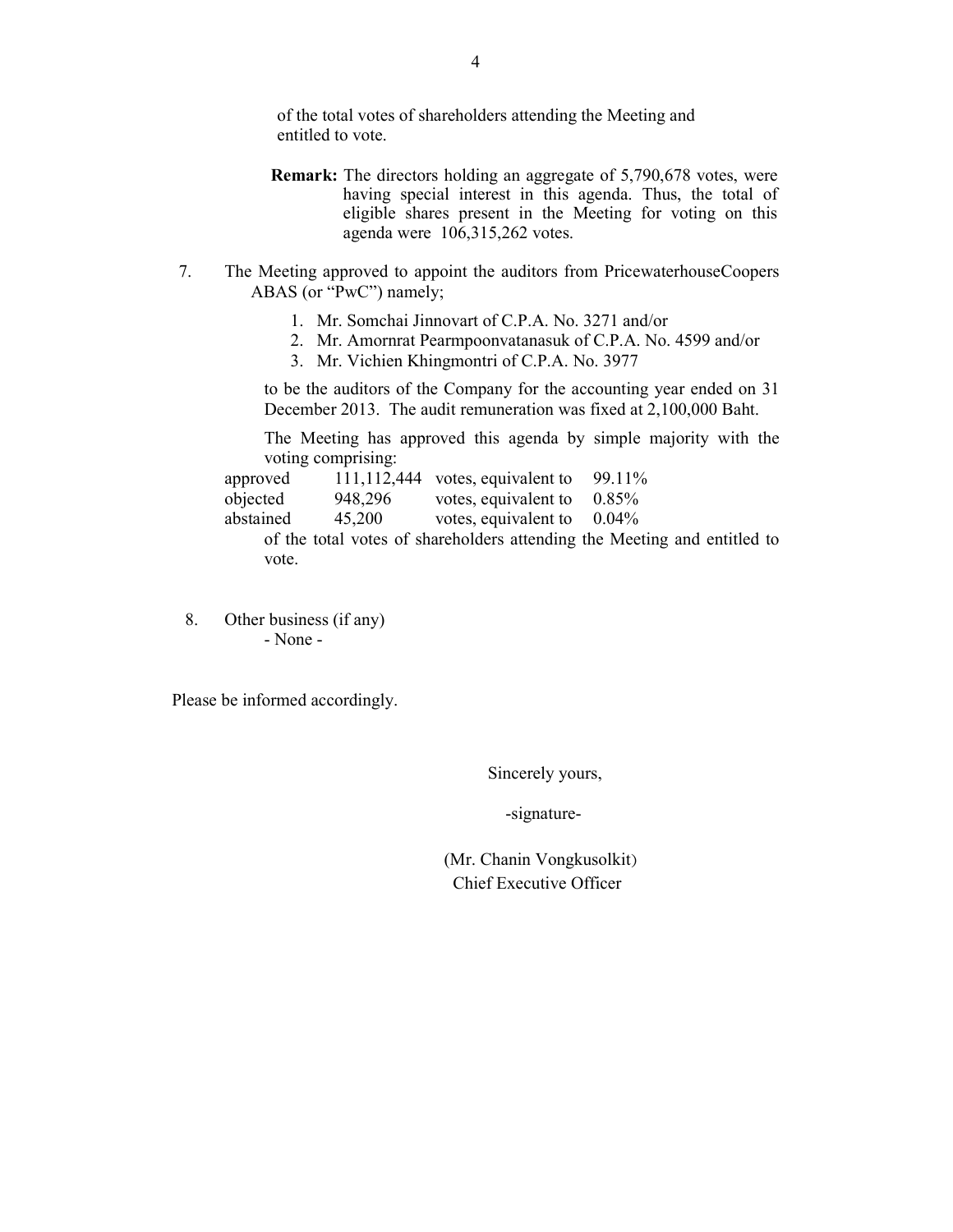of the total votes of shareholders attending the Meeting and entitled to vote.

**Remark:** The directors holding an aggregate of 5,790,678 votes, were having special interest in this agenda. Thus, the total of eligible shares present in the Meeting for voting on this agenda were 106,315,262 votes.

7. The Meeting approved to appoint the auditors from PricewaterhouseCoopers ABAS (or "PwC") namely;

   1. Mr. Somchai Jinnovart of C.P.A. No. 3271 and/or
   2. Mr. Amornrat Pearmpoonvatanasuk of C.P.A. No. 4599 and/or
   3. Mr. Vichien Khingmontri of C.P.A. No. 3977

   to be the auditors of the Company for the accounting year ended on 31 December 2013. The audit remuneration was fixed at 2,100,000 Baht.

   The Meeting has approved this agenda by simple majority with the voting comprising:

| | | | |
|---|---|---|---|
| approved | 111,112,444 | votes, equivalent to | 99.11% |
| objected | 948,296 | votes, equivalent to | 0.85% |
| abstained | 45,200 | votes, equivalent to | 0.04% |

   of the total votes of shareholders attending the Meeting and entitled to vote.

8. Other business (if any)
   - None -

Please be informed accordingly.

Sincerely yours,

-signature-

(Mr. Chanin Vongkusolkit)
Chief Executive Officer